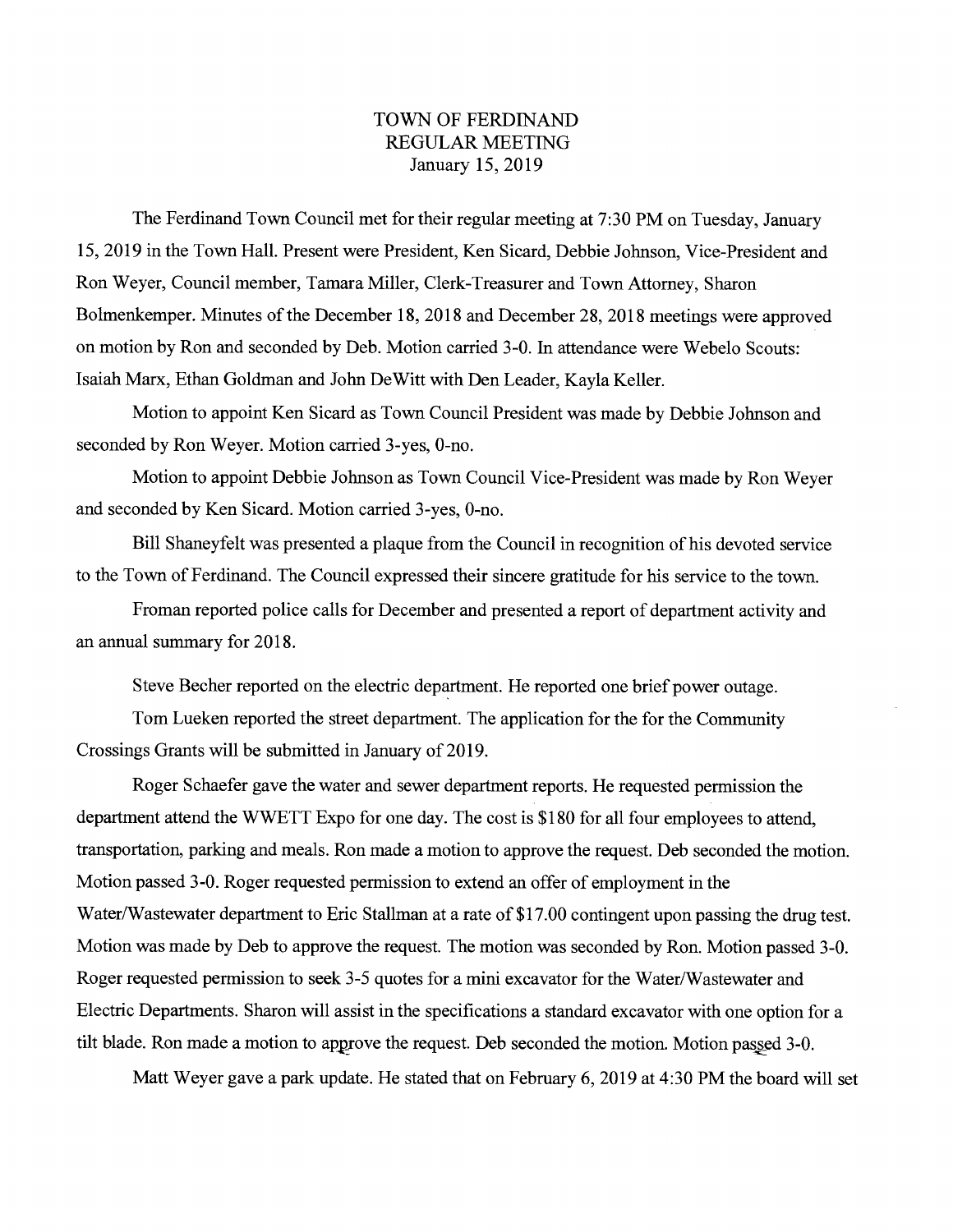# TOWN OF FERDINAND
## REGULAR MEETING
### January 15, 2019

The Ferdinand Town Council met for their regular meeting at 7:30 PM on Tuesday, January 15, 2019 in the Town Hall. Present were President, Ken Sicard, Debbie Johnson, Vice-President and Ron Weyer, Council member, Tamara Miller, Clerk-Treasurer and Town Attorney, Sharon Bolmenkemper. Minutes of the December 18, 2018 and December 28, 2018 meetings were approved on motion by Ron and seconded by Deb. Motion carried 3-0. In attendance were Webelo Scouts: Isaiah Marx, Ethan Goldman and John DeWitt with Den Leader, Kayla Keller.

Motion to appoint Ken Sicard as Town Council President was made by Debbie Johnson and seconded by Ron Weyer. Motion carried 3-yes, 0-no.

Motion to appoint Debbie Johnson as Town Council Vice-President was made by Ron Weyer and seconded by Ken Sicard. Motion carried 3-yes, 0-no.

Bill Shaneyfelt was presented a plaque from the Council in recognition of his devoted service to the Town of Ferdinand. The Council expressed their sincere gratitude for his service to the town.

Froman reported police calls for December and presented a report of department activity and an annual summary for 2018.

Steve Becher reported on the electric department. He reported one brief power outage.

Tom Lueken reported the street department. The application for the for the Community Crossings Grants will be submitted in January of 2019.

Roger Schaefer gave the water and sewer department reports. He requested permission the department attend the WWETT Expo for one day. The cost is $180 for all four employees to attend, transportation, parking and meals. Ron made a motion to approve the request. Deb seconded the motion. Motion passed 3-0. Roger requested permission to extend an offer of employment in the Water/Wastewater department to Eric Stallman at a rate of $17.00 contingent upon passing the drug test. Motion was made by Deb to approve the request. The motion was seconded by Ron. Motion passed 3-0. Roger requested permission to seek 3-5 quotes for a mini excavator for the Water/Wastewater and Electric Departments. Sharon will assist in the specifications a standard excavator with one option for a tilt blade. Ron made a motion to approve the request. Deb seconded the motion. Motion passed 3-0.

Matt Weyer gave a park update. He stated that on February 6, 2019 at 4:30 PM the board will set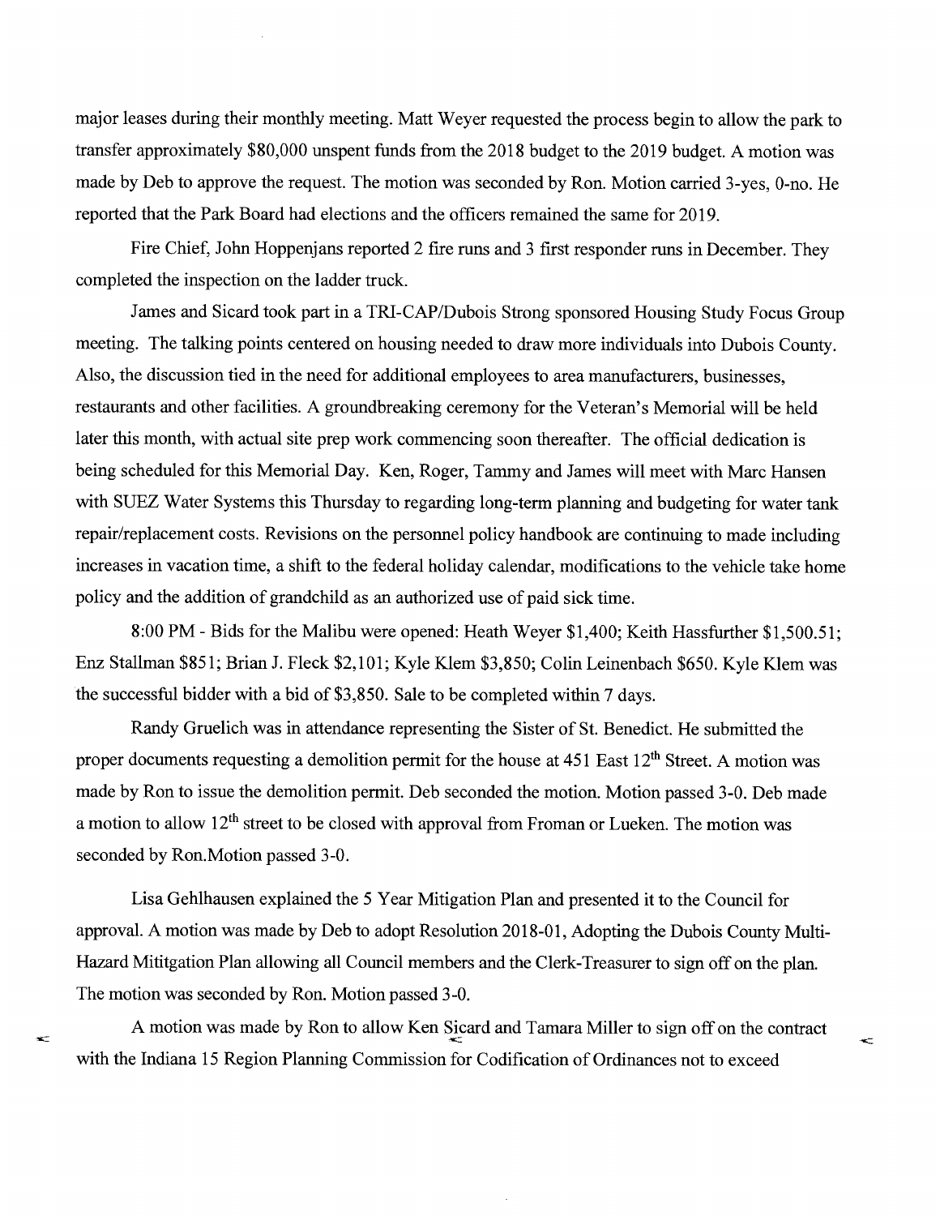major leases during their monthly meeting. Matt Weyer requested the process begin to allow the park to transfer approximately $80,000 unspent funds from the 2018 budget to the 2019 budget. A motion was made by Deb to approve the request. The motion was seconded by Ron. Motion carried 3-yes, 0-no. He reported that the Park Board had elections and the officers remained the same for 2019.

Fire Chief, John Hoppenjans reported 2 fire runs and 3 first responder runs in December. They completed the inspection on the ladder truck.

James and Sicard took part in a TRI-CAP/Dubois Strong sponsored Housing Study Focus Group meeting. The talking points centered on housing needed to draw more individuals into Dubois County. Also, the discussion tied in the need for additional employees to area manufacturers, businesses, restaurants and other facilities. A groundbreaking ceremony for the Veteran's Memorial will be held later this month, with actual site prep work commencing soon thereafter. The official dedication is being scheduled for this Memorial Day. Ken, Roger, Tammy and James will meet with Marc Hansen with SUEZ Water Systems this Thursday to regarding long-term planning and budgeting for water tank repair/replacement costs. Revisions on the personnel policy handbook are continuing to made including increases in vacation time, a shift to the federal holiday calendar, modifications to the vehicle take home policy and the addition of grandchild as an authorized use of paid sick time.

8:00 PM - Bids for the Malibu were opened: Heath Weyer $1,400; Keith Hassfurther $1,500.51; Enz Stallman $851; Brian J. Fleck $2,101; Kyle Klem $3,850; Colin Leinenbach $650. Kyle Klem was the successful bidder with a bid of $3,850. Sale to be completed within 7 days.

Randy Gruelich was in attendance representing the Sister of St. Benedict. He submitted the proper documents requesting a demolition permit for the house at 451 East 12th Street. A motion was made by Ron to issue the demolition permit. Deb seconded the motion. Motion passed 3-0. Deb made a motion to allow 12th street to be closed with approval from Froman or Lueken. The motion was seconded by Ron.Motion passed 3-0.

Lisa Gehlhausen explained the 5 Year Mitigation Plan and presented it to the Council for approval. A motion was made by Deb to adopt Resolution 2018-01, Adopting the Dubois County Multi-Hazard Mititgation Plan allowing all Council members and the Clerk-Treasurer to sign off on the plan. The motion was seconded by Ron. Motion passed 3-0.

A motion was made by Ron to allow Ken Sicard and Tamara Miller to sign off on the contract with the Indiana 15 Region Planning Commission for Codification of Ordinances not to exceed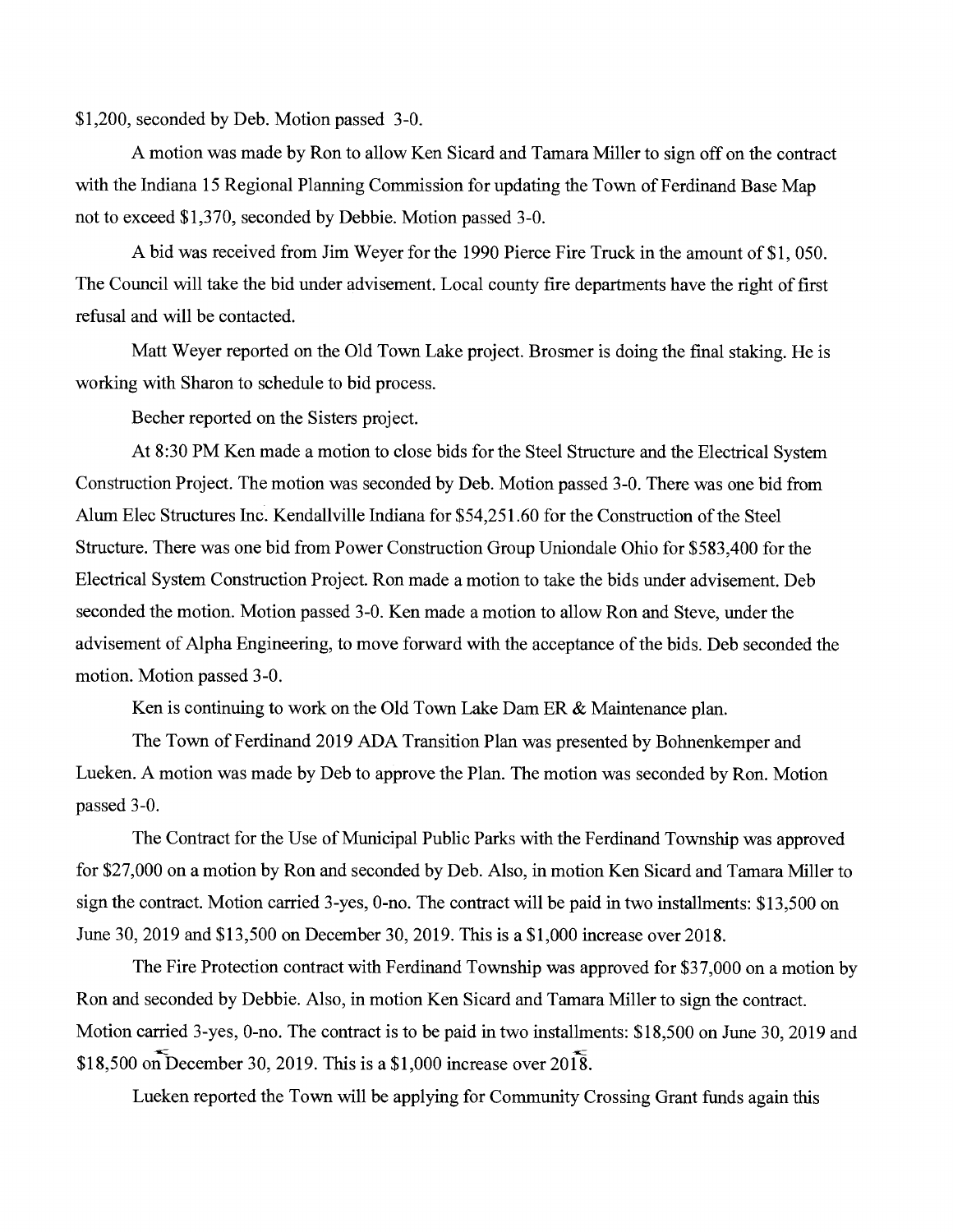$1,200, seconded by Deb. Motion passed 3-0.

A motion was made by Ron to allow Ken Sicard and Tamara Miller to sign off on the contract with the Indiana 15 Regional Planning Commission for updating the Town of Ferdinand Base Map not to exceed $1,370, seconded by Debbie. Motion passed 3-0.

A bid was received from Jim Weyer for the 1990 Pierce Fire Truck in the amount of $1, 050. The Council will take the bid under advisement. Local county fire departments have the right of first refusal and will be contacted.

Matt Weyer reported on the Old Town Lake project. Brosmer is doing the final staking. He is working with Sharon to schedule to bid process.

Becher reported on the Sisters project.

At 8:30 PM Ken made a motion to close bids for the Steel Structure and the Electrical System Construction Project. The motion was seconded by Deb. Motion passed 3-0. There was one bid from Alum Elec Structures Inc. Kendallville Indiana for $54,251.60 for the Construction of the Steel Structure. There was one bid from Power Construction Group Uniondale Ohio for $583,400 for the Electrical System Construction Project. Ron made a motion to take the bids under advisement. Deb seconded the motion. Motion passed 3-0. Ken made a motion to allow Ron and Steve, under the advisement of Alpha Engineering, to move forward with the acceptance of the bids. Deb seconded the motion. Motion passed 3-0.

Ken is continuing to work on the Old Town Lake Dam ER & Maintenance plan.

The Town of Ferdinand 2019 ADA Transition Plan was presented by Bohnenkemper and Lueken. A motion was made by Deb to approve the Plan. The motion was seconded by Ron. Motion passed 3-0.

The Contract for the Use of Municipal Public Parks with the Ferdinand Township was approved for $27,000 on a motion by Ron and seconded by Deb. Also, in motion Ken Sicard and Tamara Miller to sign the contract. Motion carried 3-yes, 0-no. The contract will be paid in two installments: $13,500 on June 30, 2019 and $13,500 on December 30, 2019. This is a $1,000 increase over 2018.

The Fire Protection contract with Ferdinand Township was approved for $37,000 on a motion by Ron and seconded by Debbie. Also, in motion Ken Sicard and Tamara Miller to sign the contract. Motion carried 3-yes, 0-no. The contract is to be paid in two installments: $18,500 on June 30, 2019 and $18,500 on December 30, 2019. This is a $1,000 increase over 2018.

Lueken reported the Town will be applying for Community Crossing Grant funds again this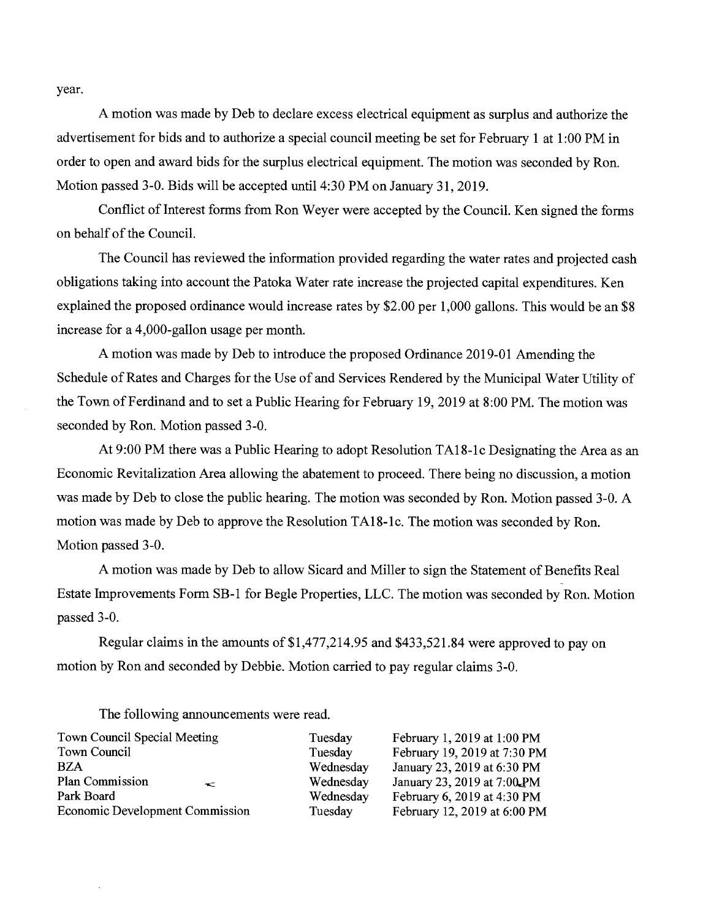year.

A motion was made by Deb to declare excess electrical equipment as surplus and authorize the advertisement for bids and to authorize a special council meeting be set for February 1 at 1:00 PM in order to open and award bids for the surplus electrical equipment. The motion was seconded by Ron. Motion passed 3-0. Bids will be accepted until 4:30 PM on January 31, 2019.

Conflict of Interest forms from Ron Weyer were accepted by the Council. Ken signed the forms on behalf of the Council.

The Council has reviewed the information provided regarding the water rates and projected cash obligations taking into account the Patoka Water rate increase the projected capital expenditures. Ken explained the proposed ordinance would increase rates by $2.00 per 1,000 gallons. This would be an $8 increase for a 4,000-gallon usage per month.

A motion was made by Deb to introduce the proposed Ordinance 2019-01 Amending the Schedule of Rates and Charges for the Use of and Services Rendered by the Municipal Water Utility of the Town of Ferdinand and to set a Public Hearing for February 19, 2019 at 8:00 PM. The motion was seconded by Ron. Motion passed 3-0.

At 9:00 PM there was a Public Hearing to adopt Resolution TA18-1c Designating the Area as an Economic Revitalization Area allowing the abatement to proceed. There being no discussion, a motion was made by Deb to close the public hearing. The motion was seconded by Ron. Motion passed 3-0. A motion was made by Deb to approve the Resolution TA18-1c. The motion was seconded by Ron. Motion passed 3-0.

A motion was made by Deb to allow Sicard and Miller to sign the Statement of Benefits Real Estate Improvements Form SB-1 for Begle Properties, LLC. The motion was seconded by Ron. Motion passed 3-0.

Regular claims in the amounts of $1,477,214.95 and $433,521.84 were approved to pay on motion by Ron and seconded by Debbie. Motion carried to pay regular claims 3-0.

The following announcements were read.

| | | |
|---|---|---|
| Town Council Special Meeting | Tuesday | February 1, 2019 at 1:00 PM |
| Town Council | Tuesday | February 19, 2019 at 7:30 PM |
| BZA | Wednesday | January 23, 2019 at 6:30 PM |
| Plan Commission | Wednesday | January 23, 2019 at 7:00 PM |
| Park Board | Wednesday | February 6, 2019 at 4:30 PM |
| Economic Development Commission | Tuesday | February 12, 2019 at 6:00 PM |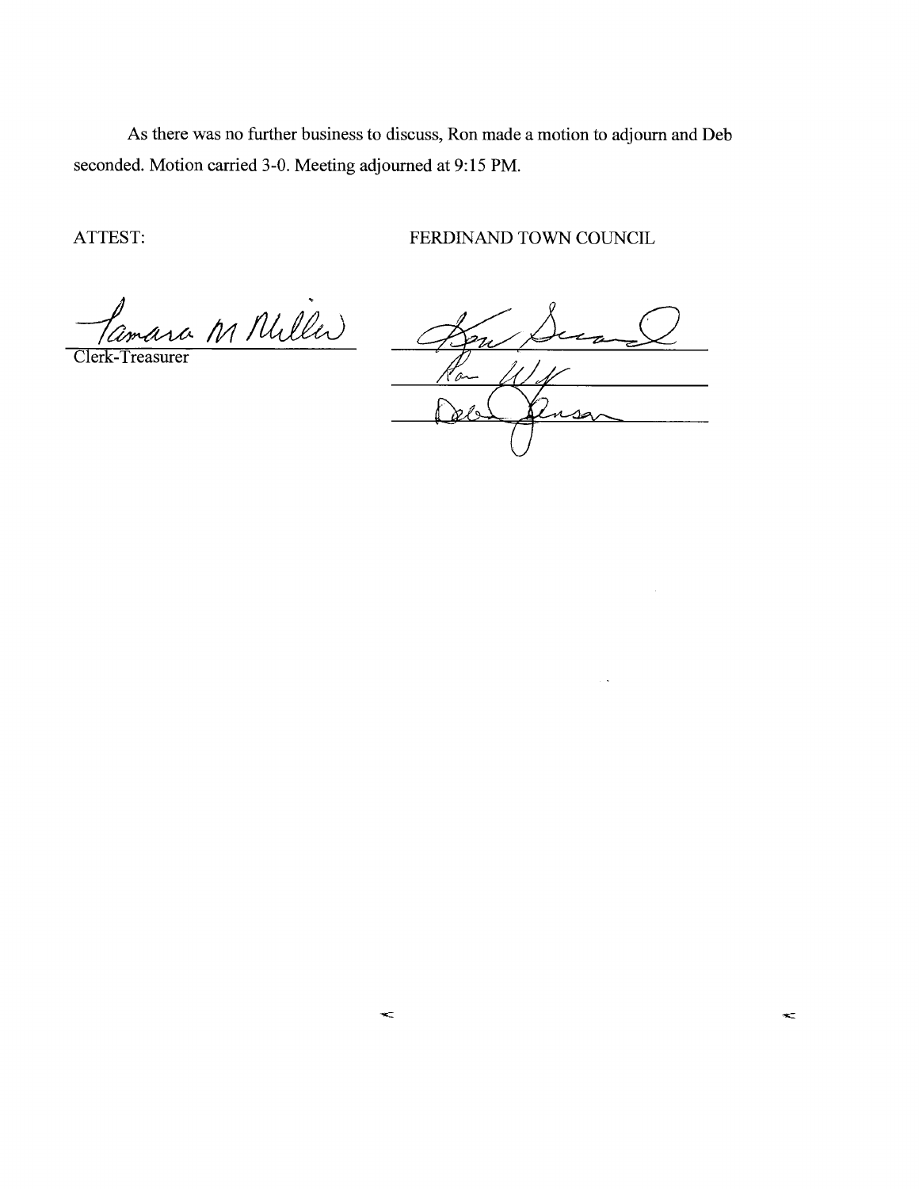As there was no further business to discuss, Ron made a motion to adjourn and Deb seconded. Motion carried 3-0. Meeting adjourned at 9:15 PM.

ATTEST:

Clerk-Treasurer

FERDINAND TOWN COUNCIL